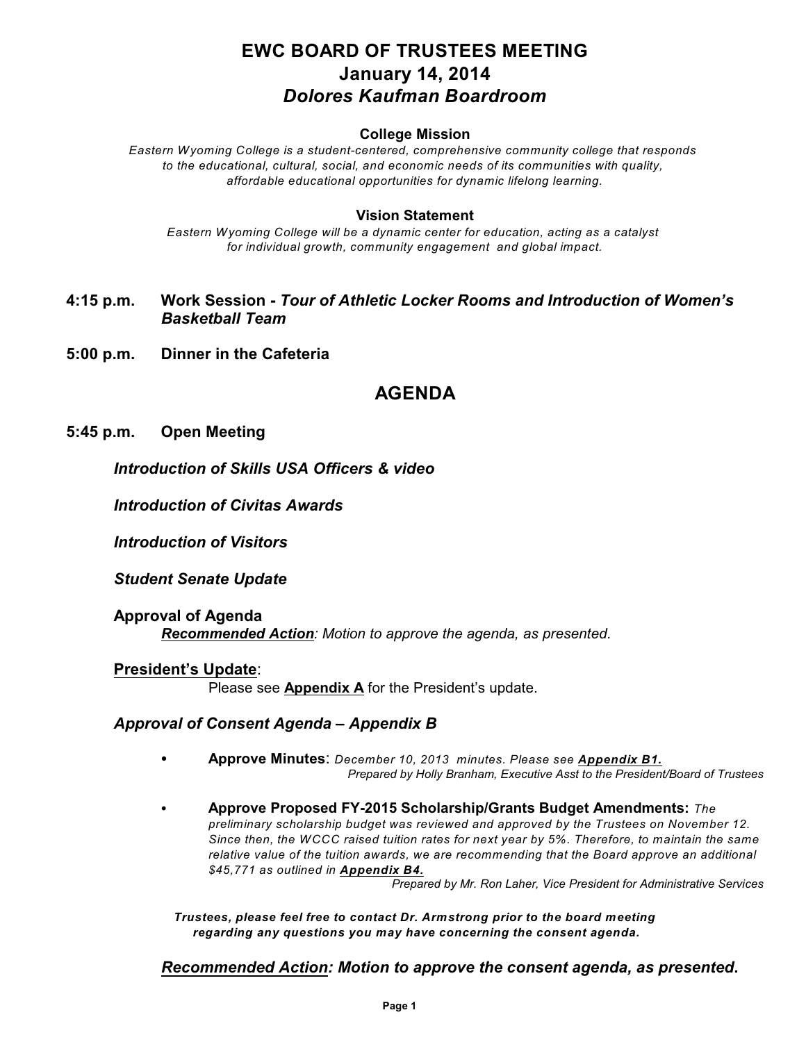# EWC BOARD OF TRUSTEES MEETING
## January 14, 2014
## *Dolores Kaufman Boardroom*

**College Mission**

*Eastern Wyoming College is a student-centered, comprehensive community college that responds to the educational, cultural, social, and economic needs of its communities with quality, affordable educational opportunities for dynamic lifelong learning.*

**Vision Statement**

*Eastern Wyoming College will be a dynamic center for education, acting as a catalyst for individual growth, community engagement and global impact.*

**4:15 p.m.** **Work Session -** ***Tour of Athletic Locker Rooms and Introduction of Women's Basketball Team***

**5:00 p.m.** **Dinner in the Cafeteria**

## AGENDA

**5:45 p.m.** **Open Meeting**

***Introduction of Skills USA Officers & video***

***Introduction of Civitas Awards***

***Introduction of Visitors***

***Student Senate Update***

**Approval of Agenda**

***Recommended Action****: Motion to approve the agenda, as presented.*

**President's Update**:

Please see **Appendix A** for the President's update.

***Approval of Consent Agenda – Appendix B***

- **Approve Minutes**: *December 10, 2013 minutes. Please see* ***Appendix B1.***
  *Prepared by Holly Branham, Executive Asst to the President/Board of Trustees*

- **Approve Proposed FY-2015 Scholarship/Grants Budget Amendments:** *The preliminary scholarship budget was reviewed and approved by the Trustees on November 12. Since then, the WCCC raised tuition rates for next year by 5%. Therefore, to maintain the same relative value of the tuition awards, we are recommending that the Board approve an additional $45,771 as outlined in* ***Appendix B4.***
  *Prepared by Mr. Ron Laher, Vice President for Administrative Services*

***Trustees, please feel free to contact Dr. Armstrong prior to the board meeting regarding any questions you may have concerning the consent agenda.***

***Recommended Action: Motion to approve the consent agenda, as presented.***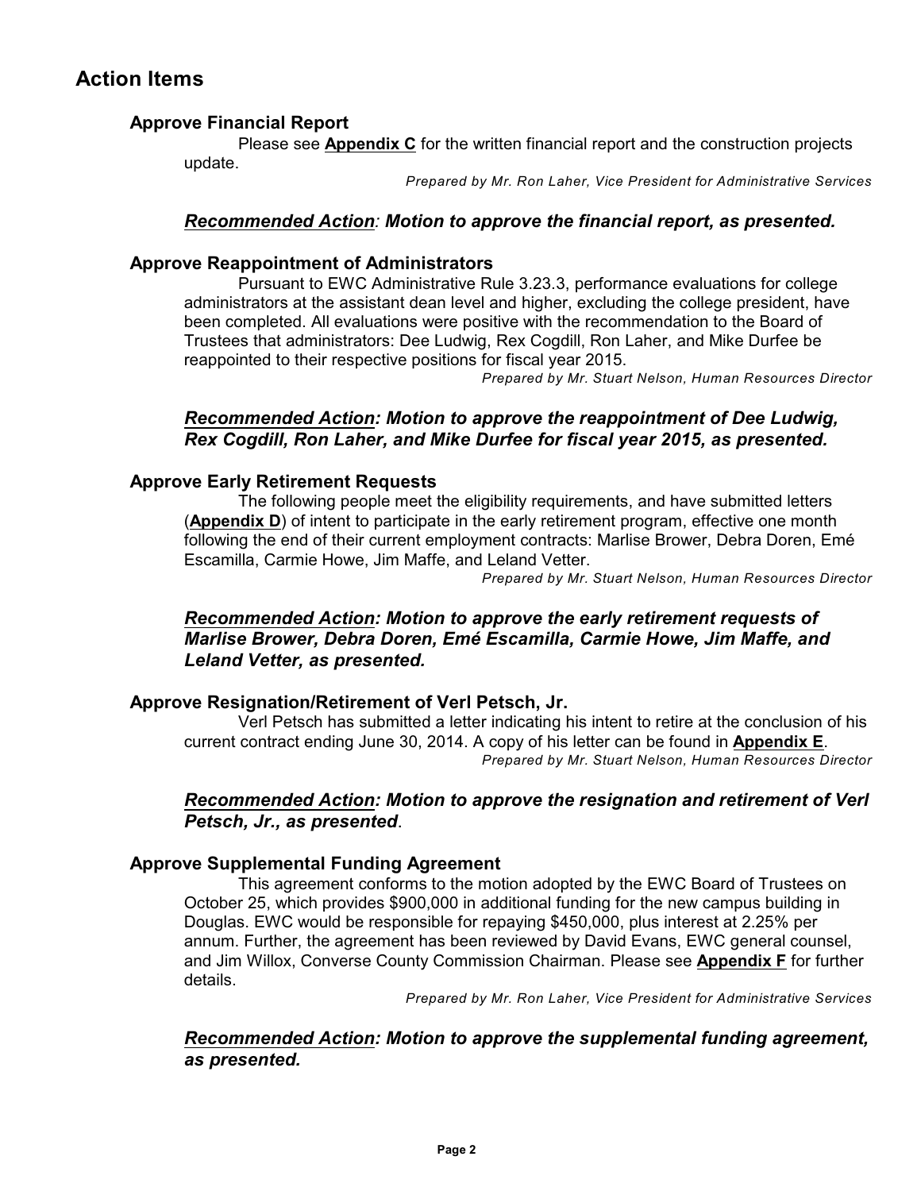## Action Items

### Approve Financial Report

Please see **Appendix C** for the written financial report and the construction projects update.

*Prepared by Mr. Ron Laher, Vice President for Administrative Services*

***Recommended Action**: Motion to approve the financial report, as presented.*

### Approve Reappointment of Administrators

Pursuant to EWC Administrative Rule 3.23.3, performance evaluations for college administrators at the assistant dean level and higher, excluding the college president, have been completed. All evaluations were positive with the recommendation to the Board of Trustees that administrators: Dee Ludwig, Rex Cogdill, Ron Laher, and Mike Durfee be reappointed to their respective positions for fiscal year 2015.

*Prepared by Mr. Stuart Nelson, Human Resources Director*

***Recommended Action: Motion to approve the reappointment of Dee Ludwig, Rex Cogdill, Ron Laher, and Mike Durfee for fiscal year 2015, as presented.***

### Approve Early Retirement Requests

The following people meet the eligibility requirements, and have submitted letters (**Appendix D**) of intent to participate in the early retirement program, effective one month following the end of their current employment contracts: Marlise Brower, Debra Doren, Emé Escamilla, Carmie Howe, Jim Maffe, and Leland Vetter.

*Prepared by Mr. Stuart Nelson, Human Resources Director*

***Recommended Action: Motion to approve the early retirement requests of Marlise Brower, Debra Doren, Emé Escamilla, Carmie Howe, Jim Maffe, and Leland Vetter, as presented.***

### Approve Resignation/Retirement of Verl Petsch, Jr.

Verl Petsch has submitted a letter indicating his intent to retire at the conclusion of his current contract ending June 30, 2014. A copy of his letter can be found in **Appendix E**.

*Prepared by Mr. Stuart Nelson, Human Resources Director*

***Recommended Action: Motion to approve the resignation and retirement of Verl Petsch, Jr., as presented***.

### Approve Supplemental Funding Agreement

This agreement conforms to the motion adopted by the EWC Board of Trustees on October 25, which provides $900,000 in additional funding for the new campus building in Douglas. EWC would be responsible for repaying $450,000, plus interest at 2.25% per annum. Further, the agreement has been reviewed by David Evans, EWC general counsel, and Jim Willox, Converse County Commission Chairman. Please see **Appendix F** for further details.

*Prepared by Mr. Ron Laher, Vice President for Administrative Services*

***Recommended Action: Motion to approve the supplemental funding agreement, as presented.***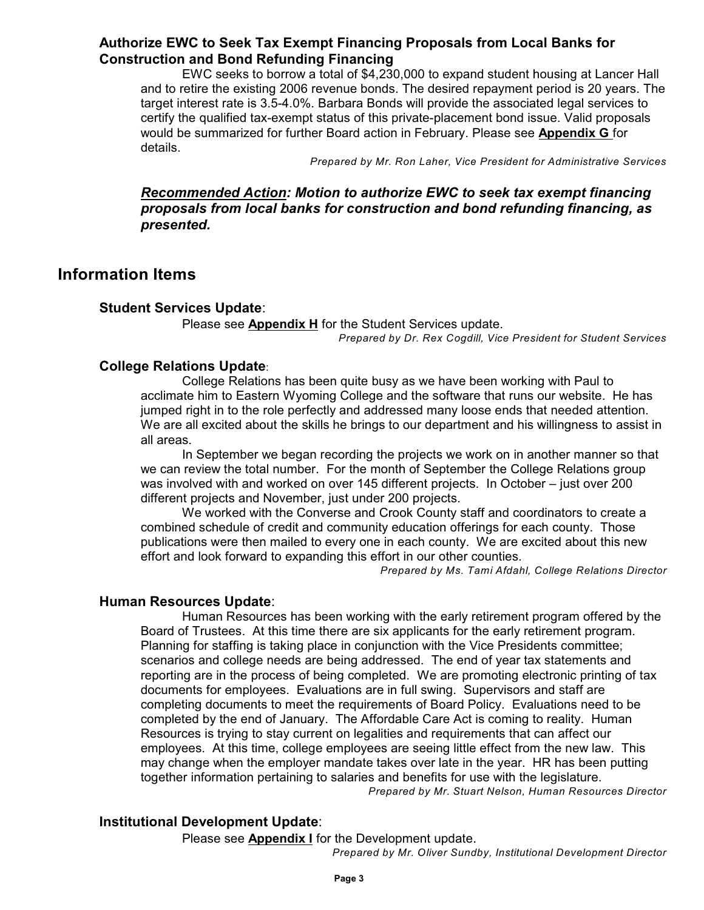### Authorize EWC to Seek Tax Exempt Financing Proposals from Local Banks for Construction and Bond Refunding Financing

EWC seeks to borrow a total of $4,230,000 to expand student housing at Lancer Hall and to retire the existing 2006 revenue bonds. The desired repayment period is 20 years. The target interest rate is 3.5-4.0%. Barbara Bonds will provide the associated legal services to certify the qualified tax-exempt status of this private-placement bond issue. Valid proposals would be summarized for further Board action in February. Please see **Appendix G** for details.

*Prepared by Mr. Ron Laher, Vice President for Administrative Services*

***Recommended Action*: *Motion to authorize EWC to seek tax exempt financing proposals from local banks for construction and bond refunding financing, as presented.***

## Information Items

### Student Services Update:

Please see **Appendix H** for the Student Services update.

*Prepared by Dr. Rex Cogdill, Vice President for Student Services*

### College Relations Update:

College Relations has been quite busy as we have been working with Paul to acclimate him to Eastern Wyoming College and the software that runs our website. He has jumped right in to the role perfectly and addressed many loose ends that needed attention. We are all excited about the skills he brings to our department and his willingness to assist in all areas.

In September we began recording the projects we work on in another manner so that we can review the total number. For the month of September the College Relations group was involved with and worked on over 145 different projects. In October – just over 200 different projects and November, just under 200 projects.

We worked with the Converse and Crook County staff and coordinators to create a combined schedule of credit and community education offerings for each county. Those publications were then mailed to every one in each county. We are excited about this new effort and look forward to expanding this effort in our other counties.

*Prepared by Ms. Tami Afdahl, College Relations Director*

### Human Resources Update:

Human Resources has been working with the early retirement program offered by the Board of Trustees. At this time there are six applicants for the early retirement program. Planning for staffing is taking place in conjunction with the Vice Presidents committee; scenarios and college needs are being addressed. The end of year tax statements and reporting are in the process of being completed. We are promoting electronic printing of tax documents for employees. Evaluations are in full swing. Supervisors and staff are completing documents to meet the requirements of Board Policy. Evaluations need to be completed by the end of January. The Affordable Care Act is coming to reality. Human Resources is trying to stay current on legalities and requirements that can affect our employees. At this time, college employees are seeing little effect from the new law. This may change when the employer mandate takes over late in the year. HR has been putting together information pertaining to salaries and benefits for use with the legislature.

*Prepared by Mr. Stuart Nelson, Human Resources Director*

### Institutional Development Update:

Please see **Appendix I** for the Development update.

*Prepared by Mr. Oliver Sundby, Institutional Development Director*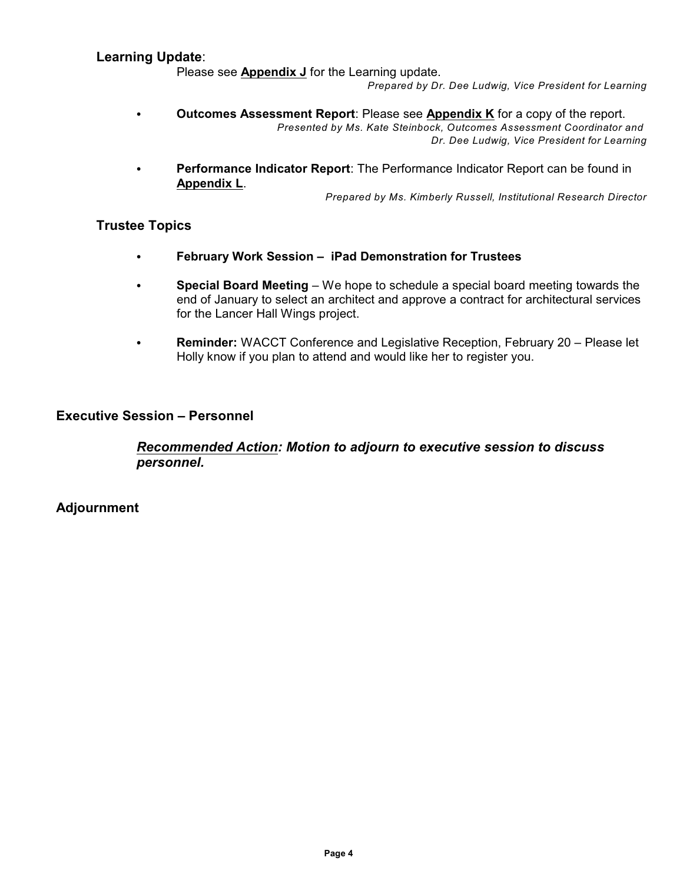## **Learning Update**:

Please see **Appendix J** for the Learning update.

*Prepared by Dr. Dee Ludwig, Vice President for Learning*

- **Outcomes Assessment Report**: Please see **Appendix K** for a copy of the report.

  *Presented by Ms. Kate Steinbock, Outcomes Assessment Coordinator and Dr. Dee Ludwig, Vice President for Learning*

- **Performance Indicator Report**: The Performance Indicator Report can be found in **Appendix L**.

  *Prepared by Ms. Kimberly Russell, Institutional Research Director*

## **Trustee Topics**

- **February Work Session – iPad Demonstration for Trustees**
- **Special Board Meeting** – We hope to schedule a special board meeting towards the end of January to select an architect and approve a contract for architectural services for the Lancer Hall Wings project.
- **Reminder:** WACCT Conference and Legislative Reception, February 20 – Please let Holly know if you plan to attend and would like her to register you.

## **Executive Session – Personnel**

***Recommended Action: Motion to adjourn to executive session to discuss personnel.***

## **Adjournment**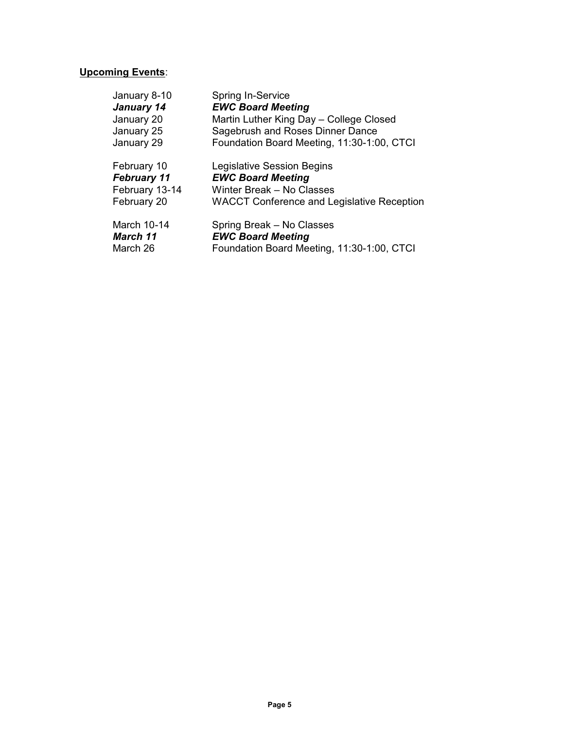**Upcoming Events**:

| | |
|---|---|
| January 8-10 | Spring In-Service |
| ***January 14*** | ***EWC Board Meeting*** |
| January 20 | Martin Luther King Day – College Closed |
| January 25 | Sagebrush and Roses Dinner Dance |
| January 29 | Foundation Board Meeting, 11:30-1:00, CTCI |
| | |
| February 10 | Legislative Session Begins |
| ***February 11*** | ***EWC Board Meeting*** |
| February 13-14 | Winter Break – No Classes |
| February 20 | WACCT Conference and Legislative Reception |
| | |
| March 10-14 | Spring Break – No Classes |
| ***March 11*** | ***EWC Board Meeting*** |
| March 26 | Foundation Board Meeting, 11:30-1:00, CTCI |